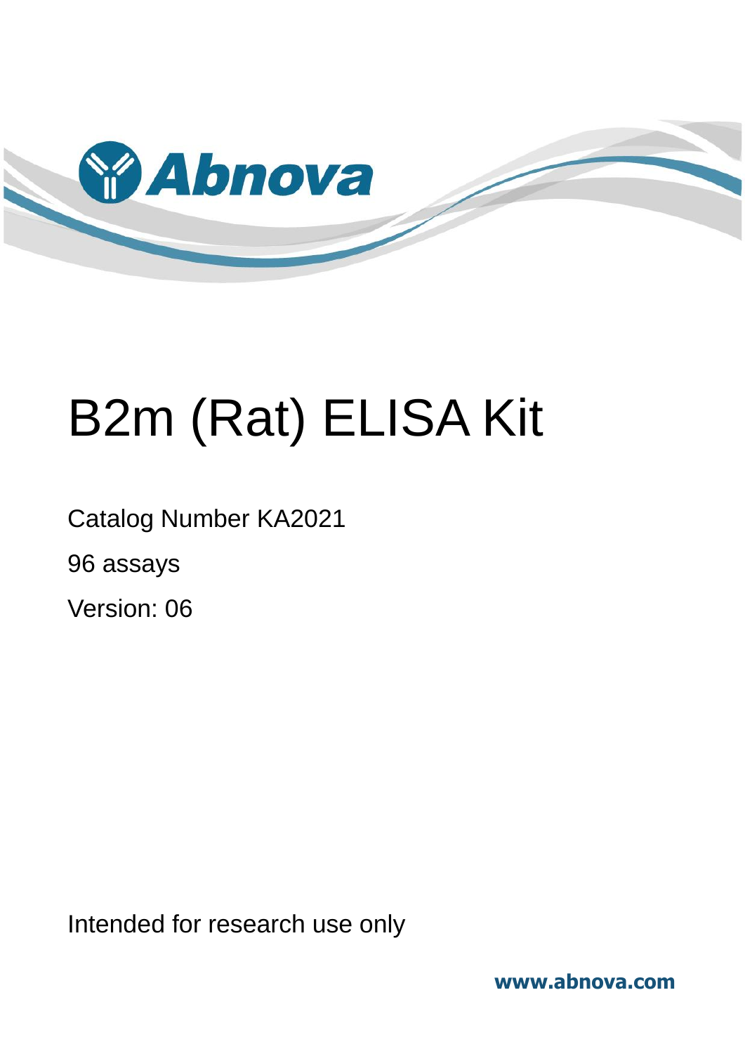Abnova

# B2m (Rat) ELISA Kit

Catalog Number KA2021

96 assays

Version: 06

Intended for research use only

www.abnova.com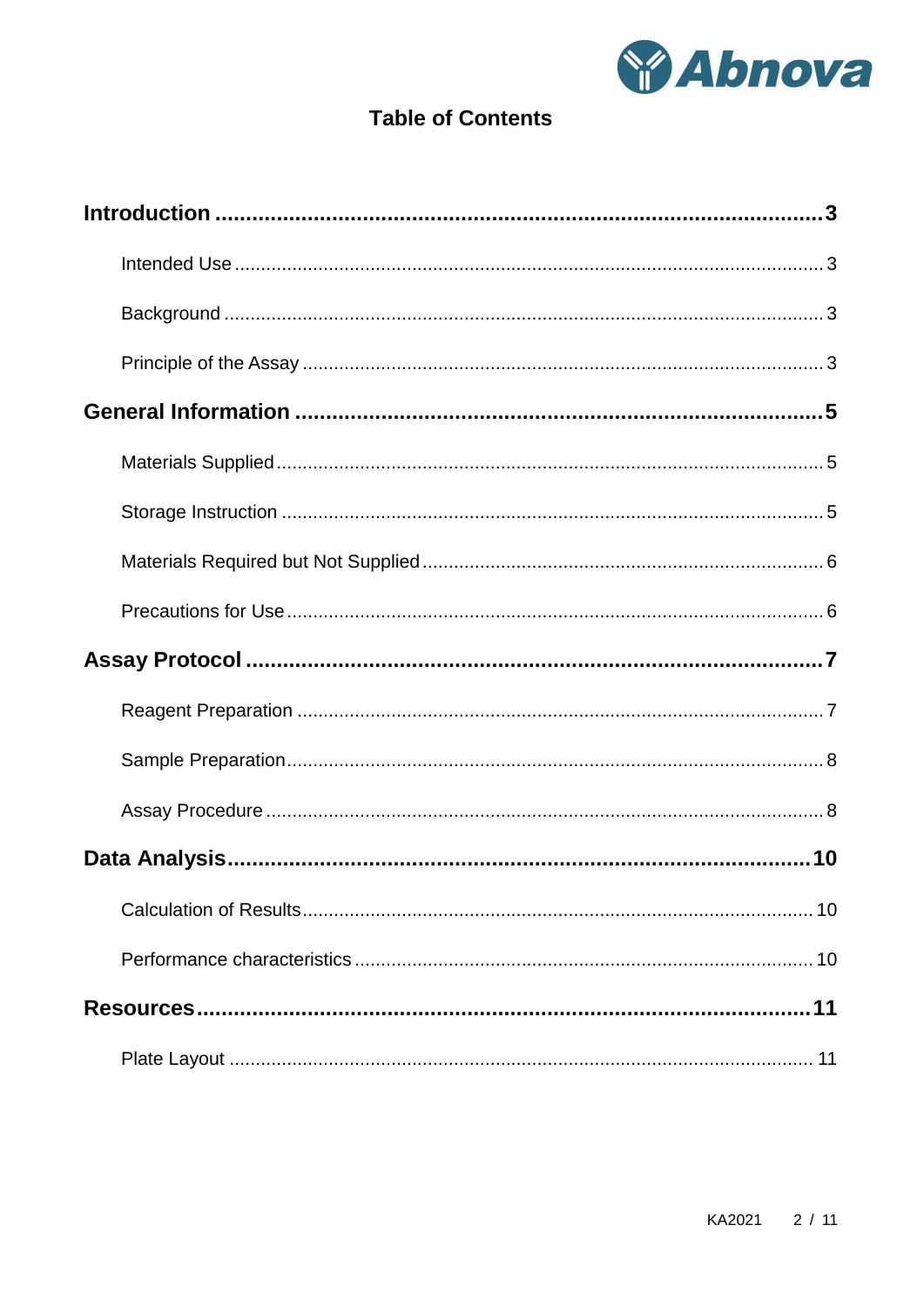# Table of Contents

**Introduction** ......................................................................................... **3**

- Intended Use ............................................................................................ 3
- Background ............................................................................................. 3
- Principle of the Assay .............................................................................. 3

**General Information** ............................................................................... **5**

- Materials Supplied .................................................................................... 5
- Storage Instruction ................................................................................... 5
- Materials Required but Not Supplied ........................................................ 6
- Precautions for Use .................................................................................. 6

**Assay Protocol** ....................................................................................... **7**

- Reagent Preparation ................................................................................ 7
- Sample Preparation .................................................................................. 8
- Assay Procedure ...................................................................................... 8

**Data Analysis** ........................................................................................ **10**

- Calculation of Results ............................................................................. 10
- Performance characteristics ................................................................... 10

**Resources** ............................................................................................. **11**

- Plate Layout ........................................................................................... 11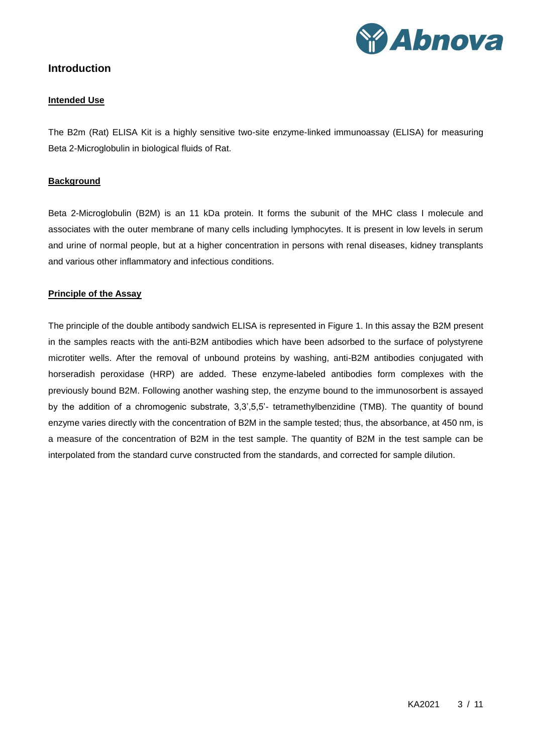# Introduction

## Intended Use

The B2m (Rat) ELISA Kit is a highly sensitive two-site enzyme-linked immunoassay (ELISA) for measuring Beta 2-Microglobulin in biological fluids of Rat.

## Background

Beta 2-Microglobulin (B2M) is an 11 kDa protein. It forms the subunit of the MHC class I molecule and associates with the outer membrane of many cells including lymphocytes. It is present in low levels in serum and urine of normal people, but at a higher concentration in persons with renal diseases, kidney transplants and various other inflammatory and infectious conditions.

## Principle of the Assay

The principle of the double antibody sandwich ELISA is represented in Figure 1. In this assay the B2M present in the samples reacts with the anti-B2M antibodies which have been adsorbed to the surface of polystyrene microtiter wells. After the removal of unbound proteins by washing, anti-B2M antibodies conjugated with horseradish peroxidase (HRP) are added. These enzyme-labeled antibodies form complexes with the previously bound B2M. Following another washing step, the enzyme bound to the immunosorbent is assayed by the addition of a chromogenic substrate, 3,3',5,5'- tetramethylbenzidine (TMB). The quantity of bound enzyme varies directly with the concentration of B2M in the sample tested; thus, the absorbance, at 450 nm, is a measure of the concentration of B2M in the test sample. The quantity of B2M in the test sample can be interpolated from the standard curve constructed from the standards, and corrected for sample dilution.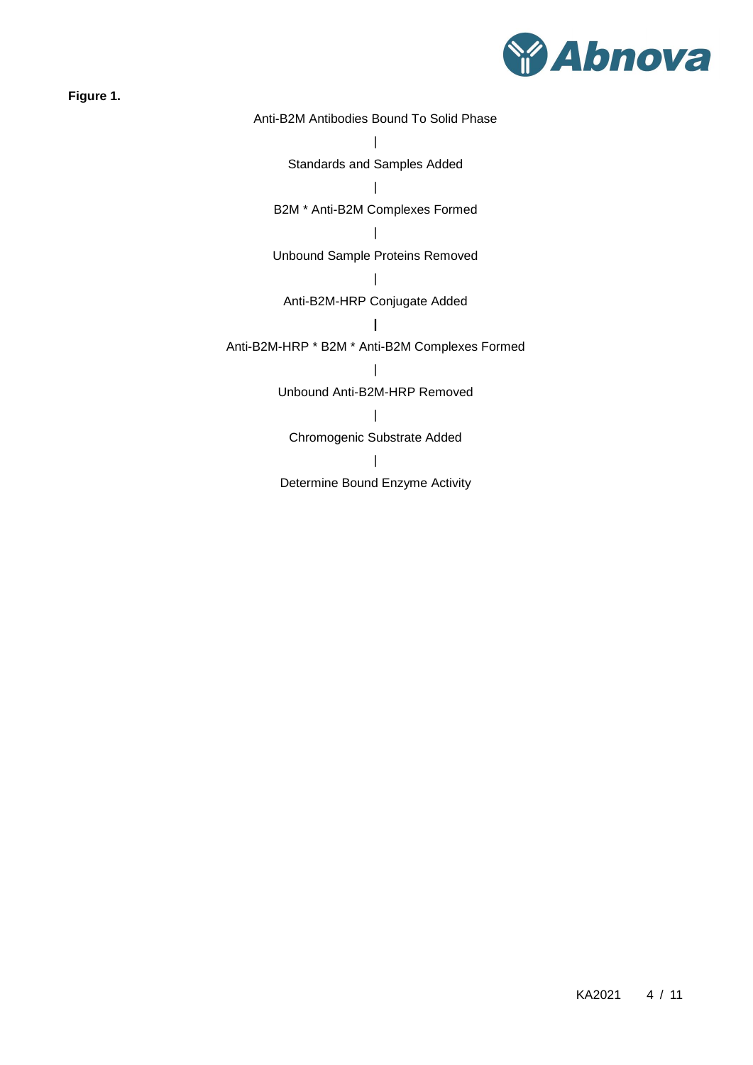**Figure 1.**

Anti-B2M Antibodies Bound To Solid Phase

|

Standards and Samples Added

|

B2M * Anti-B2M Complexes Formed

|

Unbound Sample Proteins Removed

|

Anti-B2M-HRP Conjugate Added

|

Anti-B2M-HRP * B2M * Anti-B2M Complexes Formed

|

Unbound Anti-B2M-HRP Removed

|

Chromogenic Substrate Added

|

Determine Bound Enzyme Activity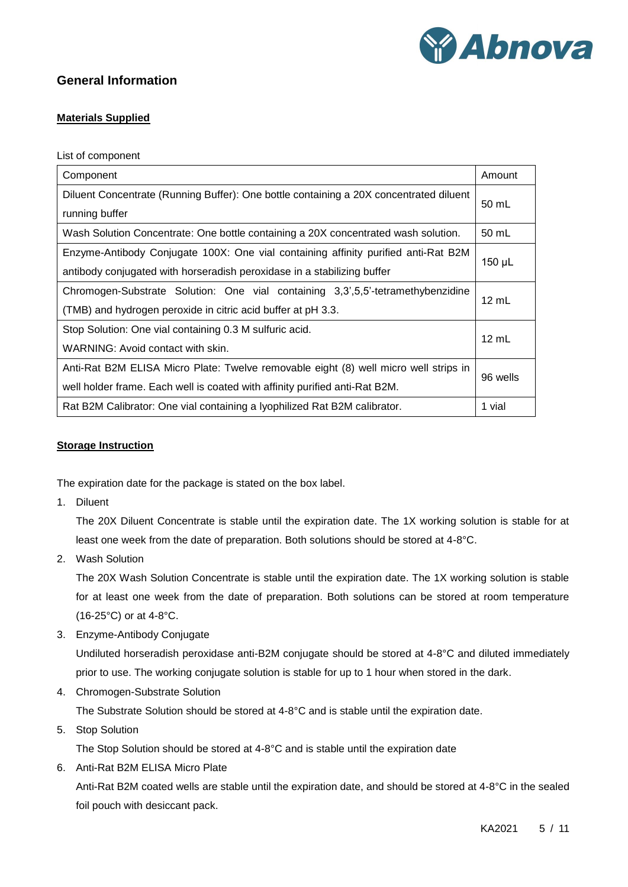## General Information

### Materials Supplied

List of component

| Component | Amount |
|---|---|
| Diluent Concentrate (Running Buffer): One bottle containing a 20X concentrated diluent running buffer | 50 mL |
| Wash Solution Concentrate: One bottle containing a 20X concentrated wash solution. | 50 mL |
| Enzyme-Antibody Conjugate 100X: One vial containing affinity purified anti-Rat B2M antibody conjugated with horseradish peroxidase in a stabilizing buffer | 150 μL |
| Chromogen-Substrate Solution: One vial containing 3,3',5,5'-tetramethybenzidine (TMB) and hydrogen peroxide in citric acid buffer at pH 3.3. | 12 mL |
| Stop Solution: One vial containing 0.3 M sulfuric acid. WARNING: Avoid contact with skin. | 12 mL |
| Anti-Rat B2M ELISA Micro Plate: Twelve removable eight (8) well micro well strips in well holder frame. Each well is coated with affinity purified anti-Rat B2M. | 96 wells |
| Rat B2M Calibrator: One vial containing a lyophilized Rat B2M calibrator. | 1 vial |

### Storage Instruction

The expiration date for the package is stated on the box label.

1. Diluent

   The 20X Diluent Concentrate is stable until the expiration date. The 1X working solution is stable for at least one week from the date of preparation. Both solutions should be stored at 4-8°C.

2. Wash Solution

   The 20X Wash Solution Concentrate is stable until the expiration date. The 1X working solution is stable for at least one week from the date of preparation. Both solutions can be stored at room temperature (16-25°C) or at 4-8°C.

3. Enzyme-Antibody Conjugate

   Undiluted horseradish peroxidase anti-B2M conjugate should be stored at 4-8°C and diluted immediately prior to use. The working conjugate solution is stable for up to 1 hour when stored in the dark.

4. Chromogen-Substrate Solution

   The Substrate Solution should be stored at 4-8°C and is stable until the expiration date.

5. Stop Solution

   The Stop Solution should be stored at 4-8°C and is stable until the expiration date

6. Anti-Rat B2M ELISA Micro Plate

   Anti-Rat B2M coated wells are stable until the expiration date, and should be stored at 4-8°C in the sealed foil pouch with desiccant pack.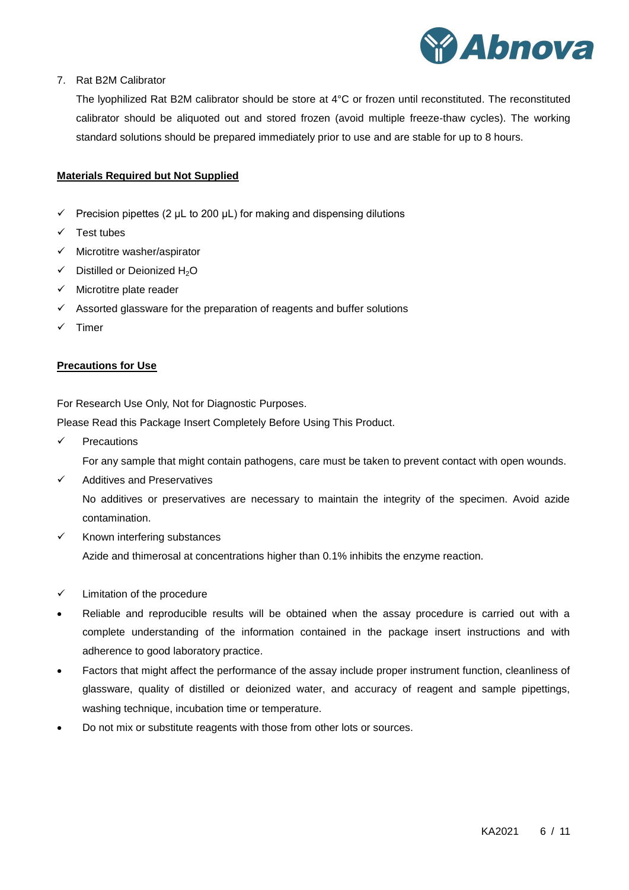7. Rat B2M Calibrator

   The lyophilized Rat B2M calibrator should be store at 4°C or frozen until reconstituted. The reconstituted calibrator should be aliquoted out and stored frozen (avoid multiple freeze-thaw cycles). The working standard solutions should be prepared immediately prior to use and are stable for up to 8 hours.

## Materials Required but Not Supplied

- ✓ Precision pipettes (2 μL to 200 μL) for making and dispensing dilutions
- ✓ Test tubes
- ✓ Microtitre washer/aspirator
- ✓ Distilled or Deionized $H_2O$
- ✓ Microtitre plate reader
- ✓ Assorted glassware for the preparation of reagents and buffer solutions
- ✓ Timer

## Precautions for Use

For Research Use Only, Not for Diagnostic Purposes.

Please Read this Package Insert Completely Before Using This Product.

- ✓ Precautions

  For any sample that might contain pathogens, care must be taken to prevent contact with open wounds.

- ✓ Additives and Preservatives

  No additives or preservatives are necessary to maintain the integrity of the specimen. Avoid azide contamination.

- ✓ Known interfering substances

  Azide and thimerosal at concentrations higher than 0.1% inhibits the enzyme reaction.

- ✓ Limitation of the procedure

- Reliable and reproducible results will be obtained when the assay procedure is carried out with a complete understanding of the information contained in the package insert instructions and with adherence to good laboratory practice.
- Factors that might affect the performance of the assay include proper instrument function, cleanliness of glassware, quality of distilled or deionized water, and accuracy of reagent and sample pipettings, washing technique, incubation time or temperature.
- Do not mix or substitute reagents with those from other lots or sources.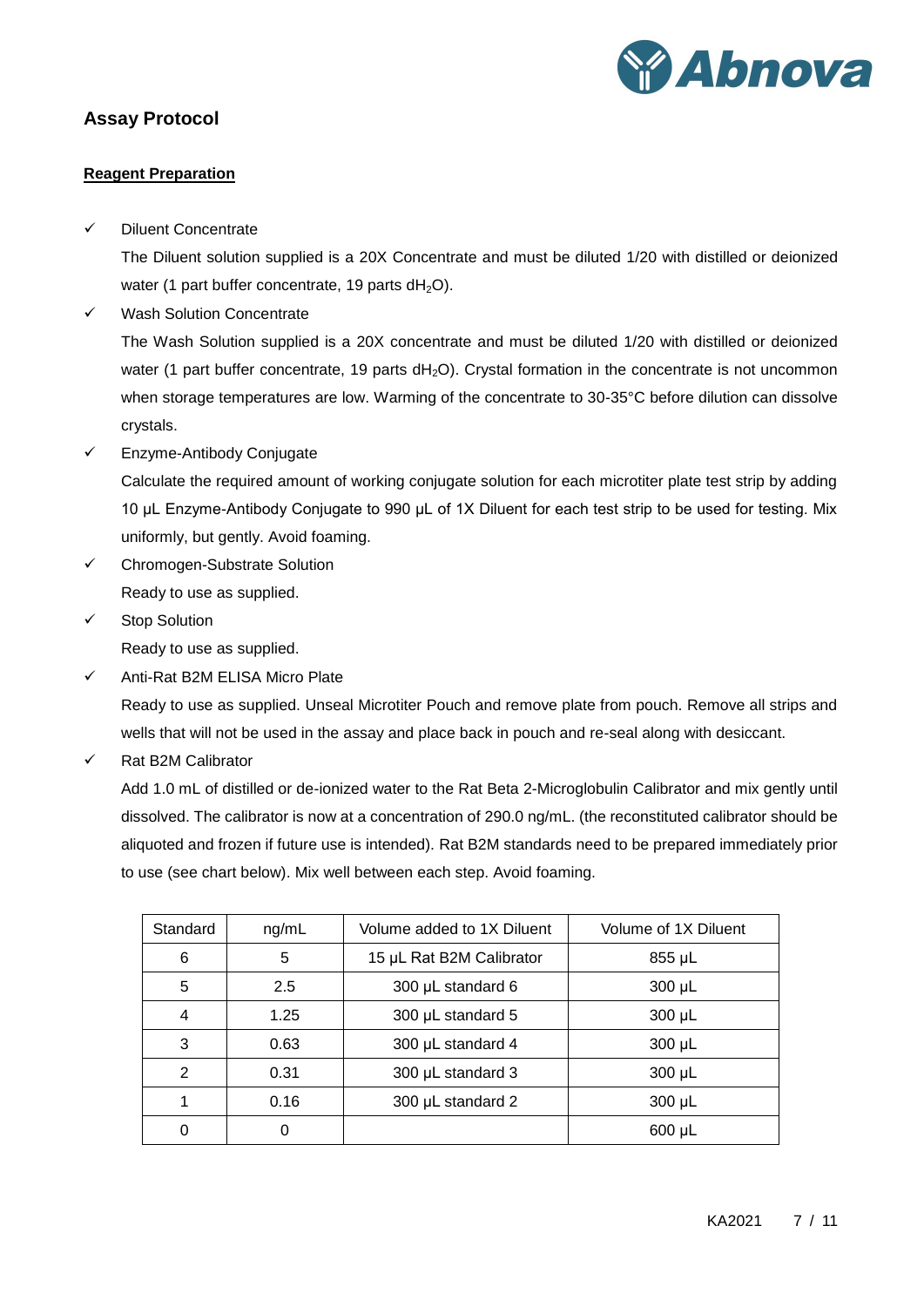## Assay Protocol

### Reagent Preparation

- ✓ Diluent Concentrate

  The Diluent solution supplied is a 20X Concentrate and must be diluted 1/20 with distilled or deionized water (1 part buffer concentrate, 19 parts $dH_2O$).

- ✓ Wash Solution Concentrate

  The Wash Solution supplied is a 20X concentrate and must be diluted 1/20 with distilled or deionized water (1 part buffer concentrate, 19 parts $dH_2O$). Crystal formation in the concentrate is not uncommon when storage temperatures are low. Warming of the concentrate to 30-35°C before dilution can dissolve crystals.

- ✓ Enzyme-Antibody Conjugate

  Calculate the required amount of working conjugate solution for each microtiter plate test strip by adding 10 µL Enzyme-Antibody Conjugate to 990 µL of 1X Diluent for each test strip to be used for testing. Mix uniformly, but gently. Avoid foaming.

- ✓ Chromogen-Substrate Solution

  Ready to use as supplied.

- ✓ Stop Solution

  Ready to use as supplied.

- ✓ Anti-Rat B2M ELISA Micro Plate

  Ready to use as supplied. Unseal Microtiter Pouch and remove plate from pouch. Remove all strips and wells that will not be used in the assay and place back in pouch and re-seal along with desiccant.

- ✓ Rat B2M Calibrator

  Add 1.0 mL of distilled or de-ionized water to the Rat Beta 2-Microglobulin Calibrator and mix gently until dissolved. The calibrator is now at a concentration of 290.0 ng/mL. (the reconstituted calibrator should be aliquoted and frozen if future use is intended). Rat B2M standards need to be prepared immediately prior to use (see chart below). Mix well between each step. Avoid foaming.

| Standard | ng/mL | Volume added to 1X Diluent | Volume of 1X Diluent |
|---|---|---|---|
| 6 | 5 | 15 µL Rat B2M Calibrator | 855 µL |
| 5 | 2.5 | 300 µL standard 6 | 300 µL |
| 4 | 1.25 | 300 µL standard 5 | 300 µL |
| 3 | 0.63 | 300 µL standard 4 | 300 µL |
| 2 | 0.31 | 300 µL standard 3 | 300 µL |
| 1 | 0.16 | 300 µL standard 2 | 300 µL |
| 0 | 0 | | 600 µL |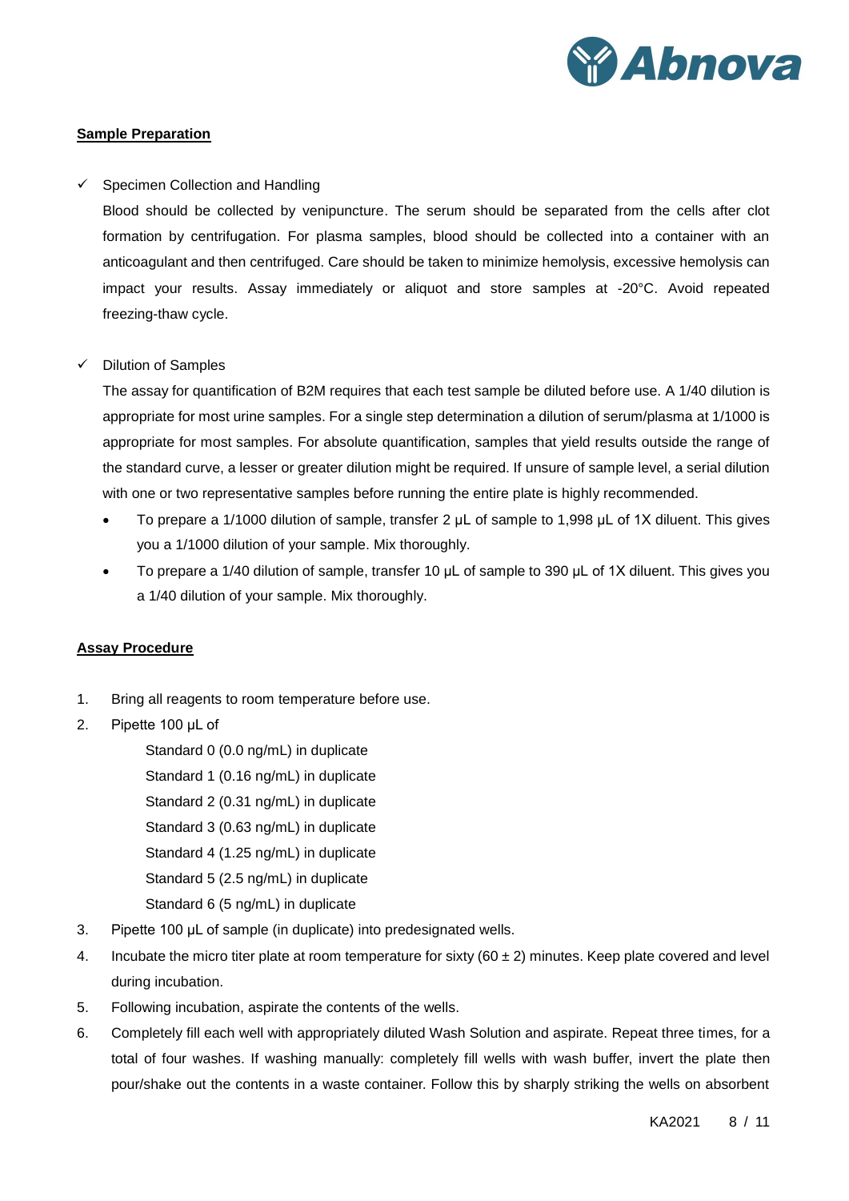## Sample Preparation

- ✓ Specimen Collection and Handling

  Blood should be collected by venipuncture. The serum should be separated from the cells after clot formation by centrifugation. For plasma samples, blood should be collected into a container with an anticoagulant and then centrifuged. Care should be taken to minimize hemolysis, excessive hemolysis can impact your results. Assay immediately or aliquot and store samples at -20°C. Avoid repeated freezing-thaw cycle.

- ✓ Dilution of Samples

  The assay for quantification of B2M requires that each test sample be diluted before use. A 1/40 dilution is appropriate for most urine samples. For a single step determination a dilution of serum/plasma at 1/1000 is appropriate for most samples. For absolute quantification, samples that yield results outside the range of the standard curve, a lesser or greater dilution might be required. If unsure of sample level, a serial dilution with one or two representative samples before running the entire plate is highly recommended.

  - To prepare a 1/1000 dilution of sample, transfer 2 μL of sample to 1,998 μL of 1X diluent. This gives you a 1/1000 dilution of your sample. Mix thoroughly.
  - To prepare a 1/40 dilution of sample, transfer 10 μL of sample to 390 μL of 1X diluent. This gives you a 1/40 dilution of your sample. Mix thoroughly.

## Assay Procedure

1. Bring all reagents to room temperature before use.
2. Pipette 100 μL of

   Standard 0 (0.0 ng/mL) in duplicate
   Standard 1 (0.16 ng/mL) in duplicate
   Standard 2 (0.31 ng/mL) in duplicate
   Standard 3 (0.63 ng/mL) in duplicate
   Standard 4 (1.25 ng/mL) in duplicate
   Standard 5 (2.5 ng/mL) in duplicate
   Standard 6 (5 ng/mL) in duplicate
3. Pipette 100 μL of sample (in duplicate) into predesignated wells.
4. Incubate the micro titer plate at room temperature for sixty (60 ± 2) minutes. Keep plate covered and level during incubation.
5. Following incubation, aspirate the contents of the wells.
6. Completely fill each well with appropriately diluted Wash Solution and aspirate. Repeat three times, for a total of four washes. If washing manually: completely fill wells with wash buffer, invert the plate then pour/shake out the contents in a waste container. Follow this by sharply striking the wells on absorbent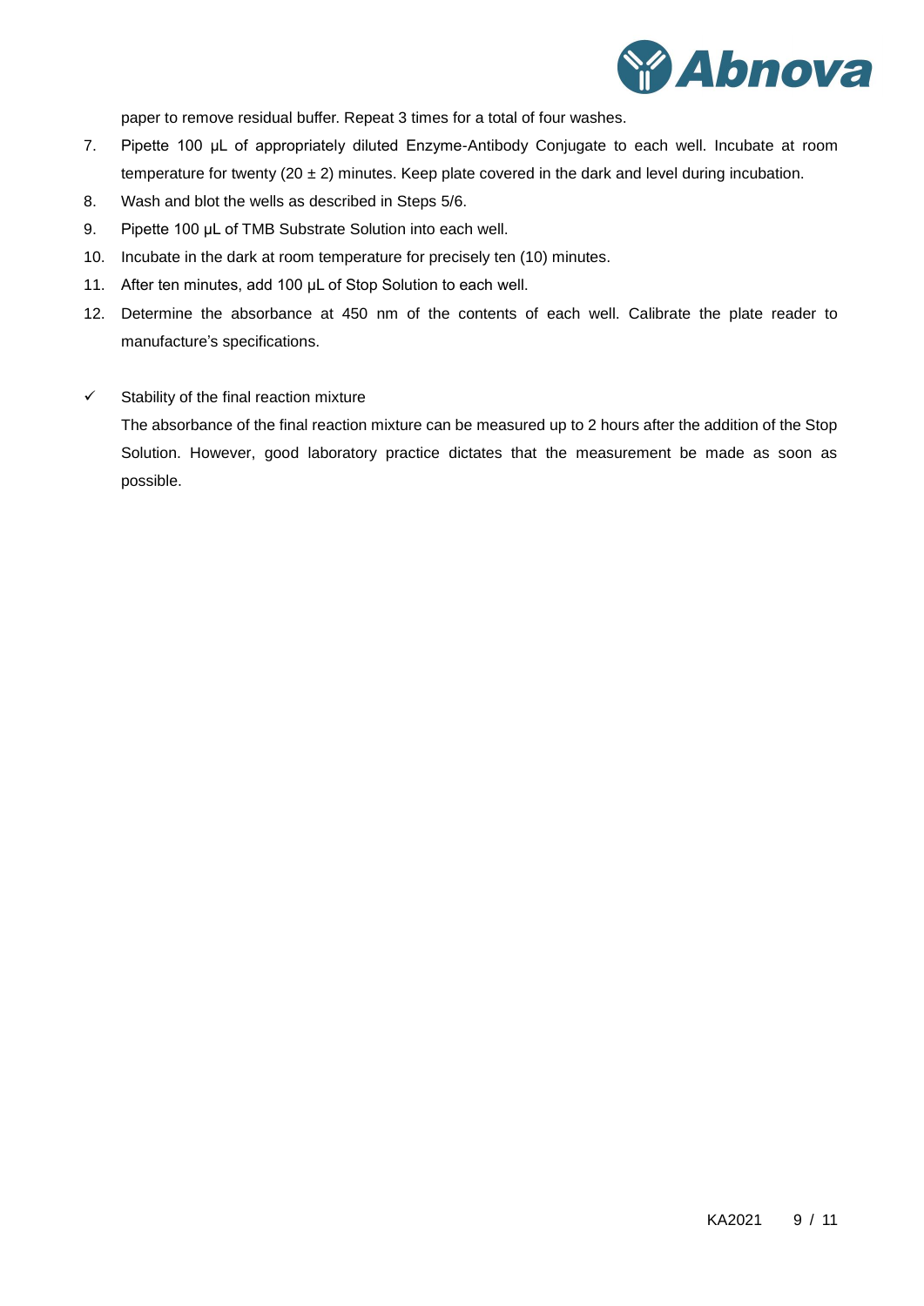paper to remove residual buffer. Repeat 3 times for a total of four washes.

7. Pipette 100 μL of appropriately diluted Enzyme-Antibody Conjugate to each well. Incubate at room temperature for twenty (20 ± 2) minutes. Keep plate covered in the dark and level during incubation.
8. Wash and blot the wells as described in Steps 5/6.
9. Pipette 100 μL of TMB Substrate Solution into each well.
10. Incubate in the dark at room temperature for precisely ten (10) minutes.
11. After ten minutes, add 100 μL of Stop Solution to each well.
12. Determine the absorbance at 450 nm of the contents of each well. Calibrate the plate reader to manufacture's specifications.

✓ Stability of the final reaction mixture

The absorbance of the final reaction mixture can be measured up to 2 hours after the addition of the Stop Solution. However, good laboratory practice dictates that the measurement be made as soon as possible.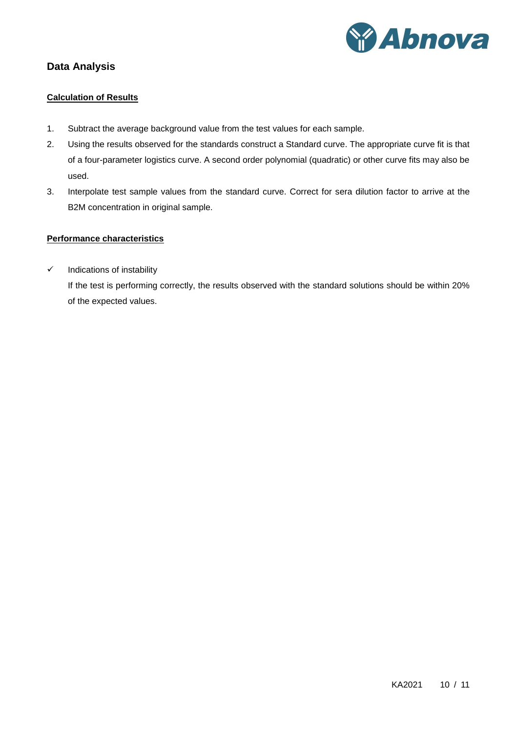## Data Analysis

### Calculation of Results

1. Subtract the average background value from the test values for each sample.
2. Using the results observed for the standards construct a Standard curve. The appropriate curve fit is that of a four-parameter logistics curve. A second order polynomial (quadratic) or other curve fits may also be used.
3. Interpolate test sample values from the standard curve. Correct for sera dilution factor to arrive at the B2M concentration in original sample.

### Performance characteristics

- ✓ Indications of instability

  If the test is performing correctly, the results observed with the standard solutions should be within 20% of the expected values.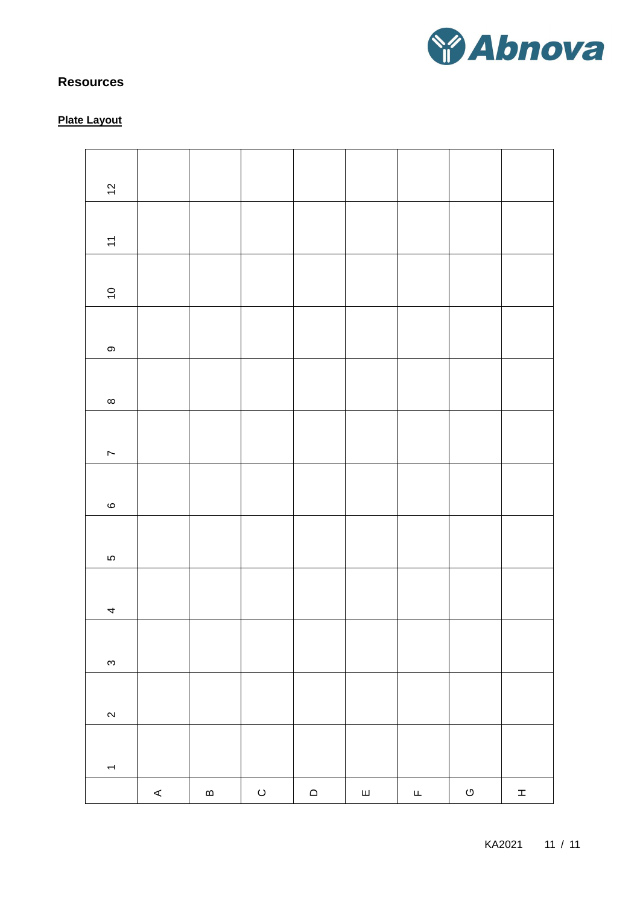## Resources

**Plate Layout**

| | A | B | C | D | E | F | G | H |
|---|---|---|---|---|---|---|---|---|
| 1 | | | | | | | | |
| 2 | | | | | | | | |
| 3 | | | | | | | | |
| 4 | | | | | | | | |
| 5 | | | | | | | | |
| 6 | | | | | | | | |
| 7 | | | | | | | | |
| 8 | | | | | | | | |
| 9 | | | | | | | | |
| 10 | | | | | | | | |
| 11 | | | | | | | | |
| 12 | | | | | | | | |